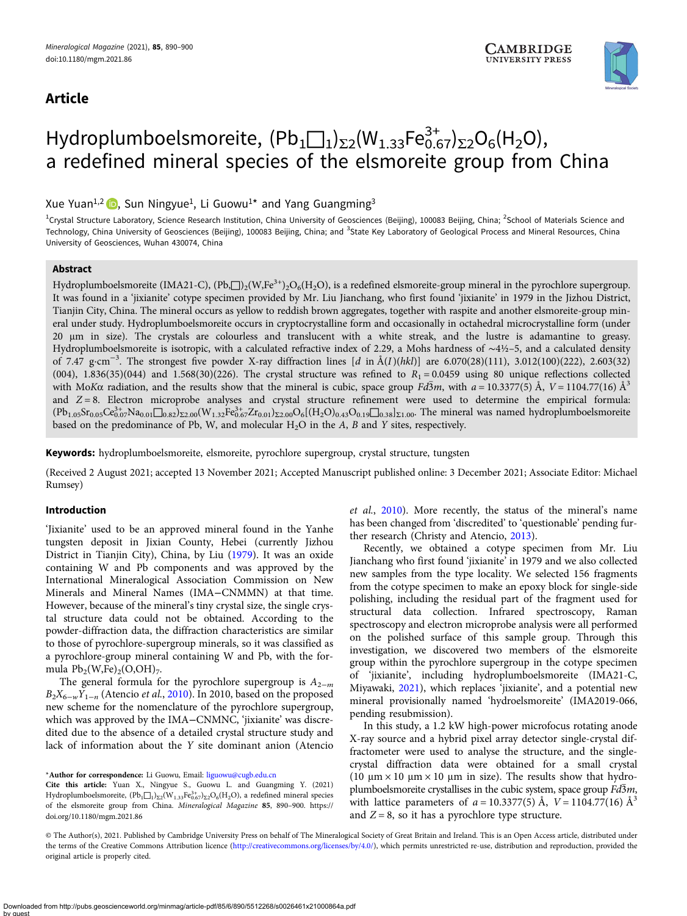## Article

# Hydroplumboelsmoreite, $(Pb_1\square_1)_{\Sigma 2}(W_{1.33}Fe^{3+}_{0.67})_{\Sigma 2}O_6(H_2O)$, a redefined mineral species of the elsmoreite group from China

Xue Yuan[1,2], Sun Ningyue[1], Li Guowu[1]* and Yang Guangming[3]

[1]Crystal Structure Laboratory, Science Research Institution, China University of Geosciences (Beijing), 100083 Beijing, China; [2]School of Materials Science and Technology, China University of Geosciences (Beijing), 100083 Beijing, China; and [3]State Key Laboratory of Geological Process and Mineral Resources, China University of Geosciences, Wuhan 430074, China

### Abstract

Hydroplumboelsmoreite (IMA21-C), $(Pb,\square)_2(W,Fe^{3+})_2O_6(H_2O)$, is a redefined elsmoreite-group mineral in the pyrochlore supergroup. It was found in a 'jixianite' cotype specimen provided by Mr. Liu Jianchang, who first found 'jixianite' in 1979 in the Jizhou District, Tianjin City, China. The mineral occurs as yellow to reddish brown aggregates, together with raspite and another elsmoreite-group mineral under study. Hydroplumboelsmoreite occurs in cryptocrystalline form and occasionally in octahedral microcrystalline form (under 20 μm in size). The crystals are colourless and translucent with a white streak, and the lustre is adamantine to greasy. Hydroplumboelsmoreite is isotropic, with a calculated refractive index of 2.29, a Mohs hardness of ~4½–5, and a calculated density of 7.47 g·cm$^{-3}$. The strongest five powder X-ray diffraction lines [$d$ in Å($I$)($hkl$)] are 6.070(28)(111), 3.012(100)(222), 2.603(32)(004), 1.836(35)(044) and 1.568(30)(226). The crystal structure was refined to $R_1 = 0.0459$ using 80 unique reflections collected with Mo$K\alpha$ radiation, and the results show that the mineral is cubic, space group $Fd\bar{3}m$, with $a = 10.3377(5)$ Å, $V = 1104.77(16)$ Å$^3$ and $Z = 8$. Electron microprobe analyses and crystal structure refinement were used to determine the empirical formula: $(Pb_{1.05}Sr_{0.05}Ce^{3+}_{0.07}Na_{0.01}\square_{0.82})_{\Sigma 2.00}(W_{1.32}Fe^{3+}_{0.67}Zr_{0.01})_{\Sigma 2.00}O_6[(H_2O)_{0.43}O_{0.19}\square_{0.38}]_{\Sigma 1.00}$. The mineral was named hydroplumboelsmoreite based on the predominance of Pb, W, and molecular $H_2O$ in the $A$, $B$ and $Y$ sites, respectively.

**Keywords:** hydroplumboelsmoreite, elsmoreite, pyrochlore supergroup, crystal structure, tungsten

(Received 2 August 2021; accepted 13 November 2021; Accepted Manuscript published online: 3 December 2021; Associate Editor: Michael Rumsey)

### Introduction

'Jixianite' used to be an approved mineral found in the Yanhe tungsten deposit in Jixian County, Hebei (currently Jizhou District in Tianjin City), China, by Liu (1979). It was an oxide containing W and Pb components and was approved by the International Mineralogical Association Commission on New Minerals and Mineral Names (IMA–CNMMN) at that time. However, because of the mineral's tiny crystal size, the single crystal structure data could not be obtained. According to the powder-diffraction data, the diffraction characteristics are similar to those of pyrochlore-supergroup minerals, so it was classified as a pyrochlore-group mineral containing W and Pb, with the formula $Pb_2(W,Fe)_2(O,OH)_7$.

The general formula for the pyrochlore supergroup is $A_{2-m}B_2X_{6-w}Y_{1-n}$ (Atencio *et al.*, 2010). In 2010, based on the proposed new scheme for the nomenclature of the pyrochlore supergroup, which was approved by the IMA–CNMNC, 'jixianite' was discredited due to the absence of a detailed crystal structure study and lack of information about the $Y$ site dominant anion (Atencio *et al.*, 2010). More recently, the status of the mineral's name has been changed from 'discredited' to 'questionable' pending further research (Christy and Atencio, 2013).

Recently, we obtained a cotype specimen from Mr. Liu Jianchang who first found 'jixianite' in 1979 and we also collected new samples from the type locality. We selected 156 fragments from the cotype specimen to make an epoxy block for single-side polishing, including the residual part of the fragment used for structural data collection. Infrared spectroscopy, Raman spectroscopy and electron microprobe analysis were all performed on the polished surface of this sample group. Through this investigation, we discovered two members of the elsmoreite group within the pyrochlore supergroup in the cotype specimen of 'jixianite', including hydroplumboelsmoreite (IMA21-C, Miyawaki, 2021), which replaces 'jixianite', and a potential new mineral provisionally named 'hydroelsmoreite' (IMA2019-066, pending resubmission).

In this study, a 1.2 kW high-power microfocus rotating anode X-ray source and a hybrid pixel array detector single-crystal diffractometer were used to analyse the structure, and the single-crystal diffraction data were obtained for a small crystal (10 μm × 10 μm × 10 μm in size). The results show that hydroplumboelsmoreite crystallises in the cubic system, space group $Fd\bar{3}m$, with lattice parameters of $a = 10.3377(5)$ Å, $V = 1104.77(16)$ Å$^3$ and $Z = 8$, so it has a pyrochlore type structure.

*Author for correspondence: Li Guowu, Email: liguowu@cugb.edu.cn

**Cite this article:** Yuan X., Ningyue S., Guowu L. and Guangming Y. (2021) Hydroplumboelsmoreite, $(Pb_1\square_1)_{\Sigma 2}(W_{1.33}Fe^{3+}_{0.67})_{\Sigma 2}O_6(H_2O)$, a redefined mineral species of the elsmoreite group from China. *Mineralogical Magazine* **85**, 890–900. https://doi.org/10.1180/mgm.2021.86

© The Author(s), 2021. Published by Cambridge University Press on behalf of The Mineralogical Society of Great Britain and Ireland. This is an Open Access article, distributed under the terms of the Creative Commons Attribution licence (http://creativecommons.org/licenses/by/4.0/), which permits unrestricted re-use, distribution and reproduction, provided the original article is properly cited.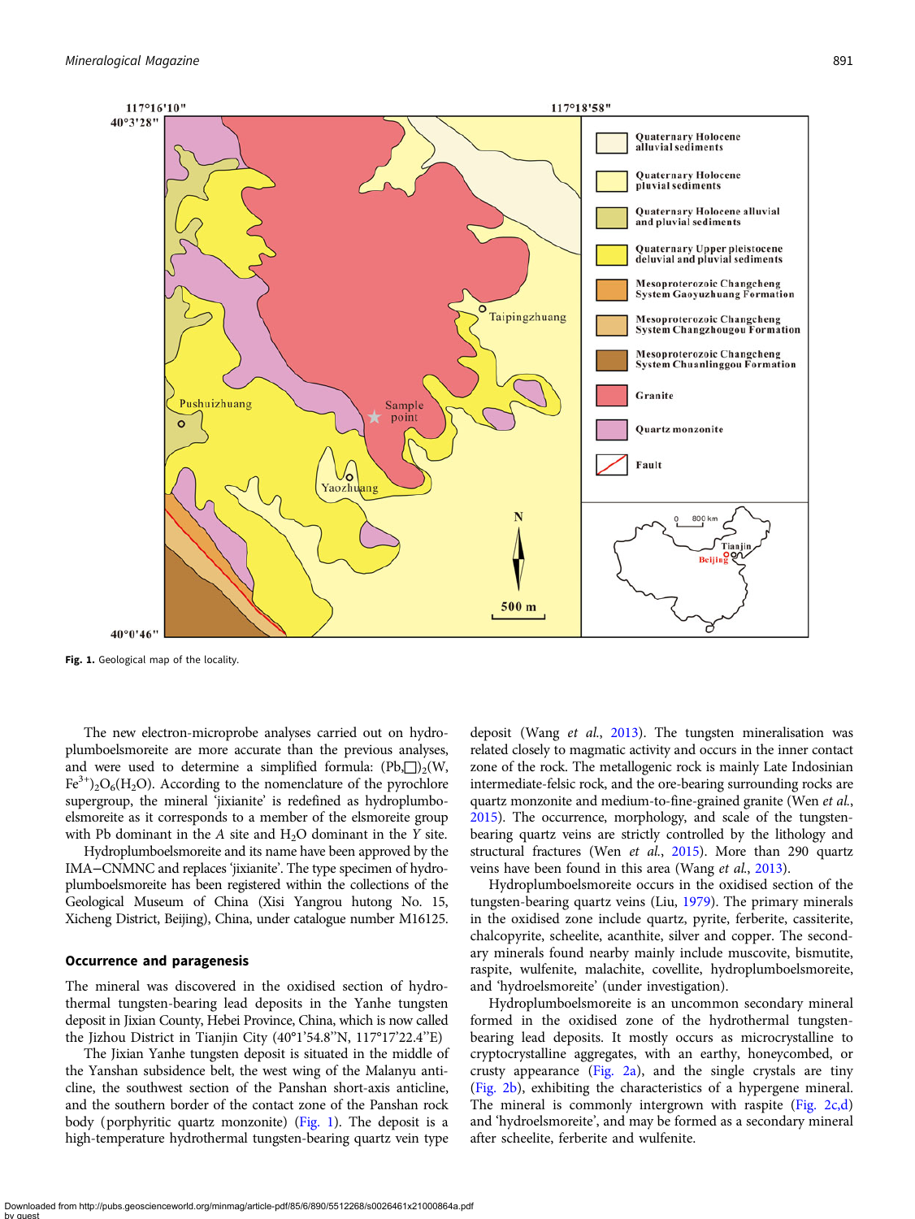117°16'10"

117°18'58"

40°3'28"

40°0'46"

Quaternary Holocene alluvial sediments

Quaternary Holocene pluvial sediments

Quaternary Holocene alluvial and pluvial sediments

Quaternary Upper pleistocene deluvial and pluvial sediments

Mesoproterozoic Changcheng System Gaoyuzhuang Formation

Mesoproterozoic Changcheng System Changzhougou Formation

Mesoproterozoic Changcheng System Chuanlinggou Formation

Granite

Quartz monzonite

Fault

Taipingzhuang

Pushuizhuang

Sample point

Yaozhuang

N

500 m

0 800 km

Tianjin

Beijing

**Fig. 1.** Geological map of the locality.

The new electron-microprobe analyses carried out on hydroplumboelsmoreite are more accurate than the previous analyses, and were used to determine a simplified formula: $(Pb,\square)_2(W,Fe^{3+})_2O_6(H_2O)$. According to the nomenclature of the pyrochlore supergroup, the mineral 'jixianite' is redefined as hydroplumboelsmoreite as it corresponds to a member of the elsmoreite group with Pb dominant in the *A* site and $H_2O$ dominant in the *Y* site.

Hydroplumboelsmoreite and its name have been approved by the IMA–CNMNC and replaces 'jixianite'. The type specimen of hydroplumboelsmoreite has been registered within the collections of the Geological Museum of China (Xisi Yangrou hutong No. 15, Xicheng District, Beijing), China, under catalogue number M16125.

## Occurrence and paragenesis

The mineral was discovered in the oxidised section of hydrothermal tungsten-bearing lead deposits in the Yanhe tungsten deposit in Jixian County, Hebei Province, China, which is now called the Jizhou District in Tianjin City (40°1'54.8"N, 117°17'22.4"E)

The Jixian Yanhe tungsten deposit is situated in the middle of the Yanshan subsidence belt, the west wing of the Malanyu anticline, the southwest section of the Panshan short-axis anticline, and the southern border of the contact zone of the Panshan rock body (porphyritic quartz monzonite) (Fig. 1). The deposit is a high-temperature hydrothermal tungsten-bearing quartz vein type deposit (Wang *et al.*, 2013). The tungsten mineralisation was related closely to magmatic activity and occurs in the inner contact zone of the rock. The metallogenic rock is mainly Late Indosinian intermediate-felsic rock, and the ore-bearing surrounding rocks are quartz monzonite and medium-to-fine-grained granite (Wen *et al.*, 2015). The occurrence, morphology, and scale of the tungsten-bearing quartz veins are strictly controlled by the lithology and structural fractures (Wen *et al.*, 2015). More than 290 quartz veins have been found in this area (Wang *et al.*, 2013).

Hydroplumboelsmoreite occurs in the oxidised section of the tungsten-bearing quartz veins (Liu, 1979). The primary minerals in the oxidised zone include quartz, pyrite, ferberite, cassiterite, chalcopyrite, scheelite, acanthite, silver and copper. The secondary minerals found nearby mainly include muscovite, bismutite, raspite, wulfenite, malachite, covellite, hydroplumboelsmoreite, and 'hydroelsmoreite' (under investigation).

Hydroplumboelsmoreite is an uncommon secondary mineral formed in the oxidised zone of the hydrothermal tungsten-bearing lead deposits. It mostly occurs as microcrystalline to cryptocrystalline aggregates, with an earthy, honeycombed, or crusty appearance (Fig. 2a), and the single crystals are tiny (Fig. 2b), exhibiting the characteristics of a hypergene mineral. The mineral is commonly intergrown with raspite (Fig. 2c,d) and 'hydroelsmoreite', and may be formed as a secondary mineral after scheelite, ferberite and wulfenite.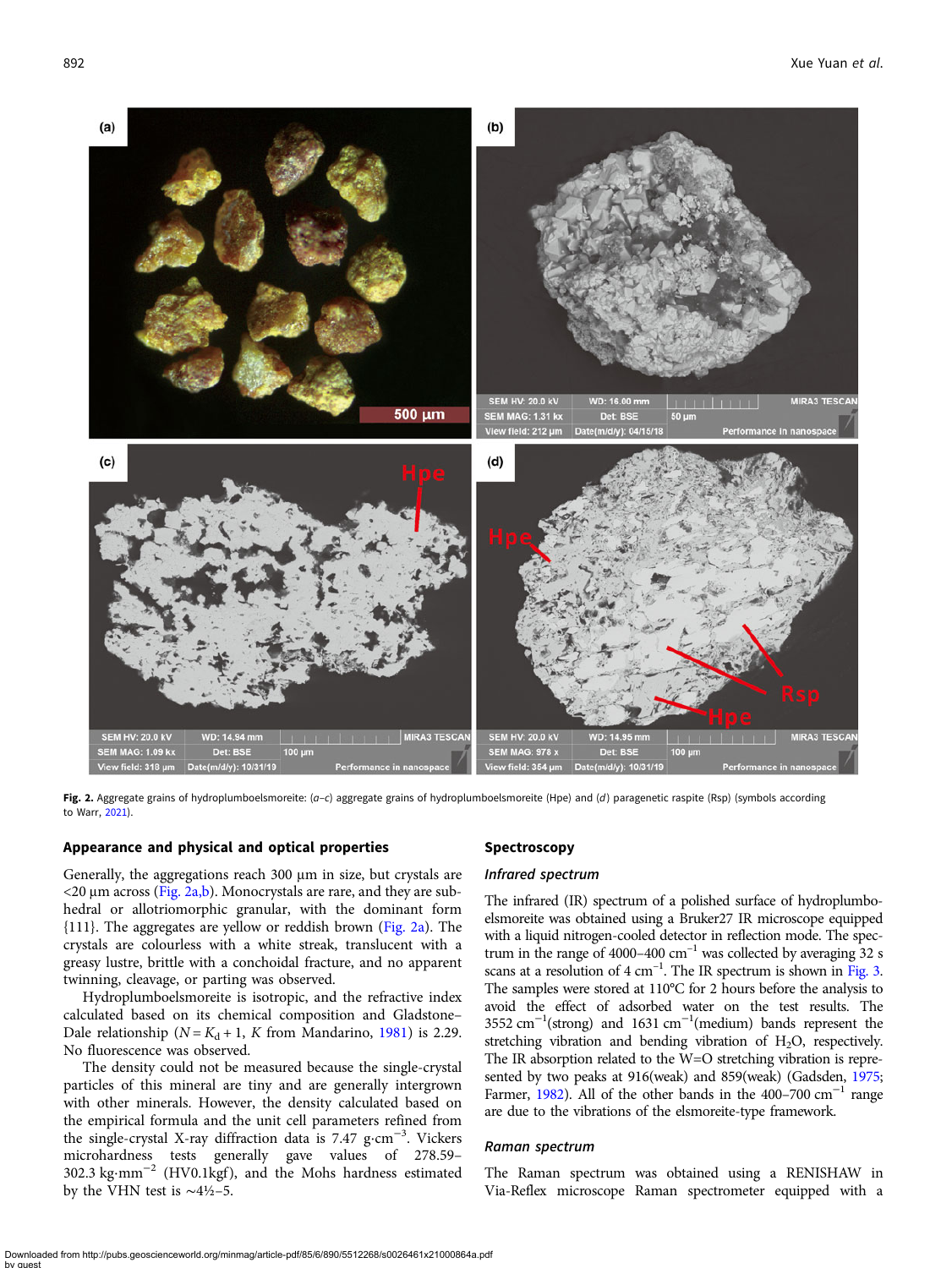Fig. 2. Aggregate grains of hydroplumboelsmoreite: (a–c) aggregate grains of hydroplumboelsmoreite (Hpe) and (d) paragenetic raspite (Rsp) (symbols according to Warr, 2021).

## Appearance and physical and optical properties

Generally, the aggregations reach 300 µm in size, but crystals are <20 µm across (Fig. 2a,b). Monocrystals are rare, and they are subhedral or allotriomorphic granular, with the dominant form {111}. The aggregates are yellow or reddish brown (Fig. 2a). The crystals are colourless with a white streak, translucent with a greasy lustre, brittle with a conchoidal fracture, and no apparent twinning, cleavage, or parting was observed.

Hydroplumboelsmoreite is isotropic, and the refractive index calculated based on its chemical composition and Gladstone–Dale relationship ($N = K_d + 1$, $K$ from Mandarino, 1981) is 2.29. No fluorescence was observed.

The density could not be measured because the single-crystal particles of this mineral are tiny and are generally intergrown with other minerals. However, the density calculated based on the empirical formula and the unit cell parameters refined from the single-crystal X-ray diffraction data is 7.47 g·cm$^{-3}$. Vickers microhardness tests generally gave values of 278.59–302.3 kg·mm$^{-2}$ (HV0.1kgf), and the Mohs hardness estimated by the VHN test is ~4½–5.

## Spectroscopy

### Infrared spectrum

The infrared (IR) spectrum of a polished surface of hydroplumboelsmoreite was obtained using a Bruker27 IR microscope equipped with a liquid nitrogen-cooled detector in reflection mode. The spectrum in the range of 4000–400 cm$^{-1}$ was collected by averaging 32 s scans at a resolution of 4 cm$^{-1}$. The IR spectrum is shown in Fig. 3. The samples were stored at 110°C for 2 hours before the analysis to avoid the effect of adsorbed water on the test results. The 3552 cm$^{-1}$(strong) and 1631 cm$^{-1}$(medium) bands represent the stretching vibration and bending vibration of $H_2O$, respectively. The IR absorption related to the W=O stretching vibration is represented by two peaks at 916(weak) and 859(weak) (Gadsden, 1975; Farmer, 1982). All of the other bands in the 400–700 cm$^{-1}$ range are due to the vibrations of the elsmoreite-type framework.

### Raman spectrum

The Raman spectrum was obtained using a RENISHAW in Via-Reflex microscope Raman spectrometer equipped with a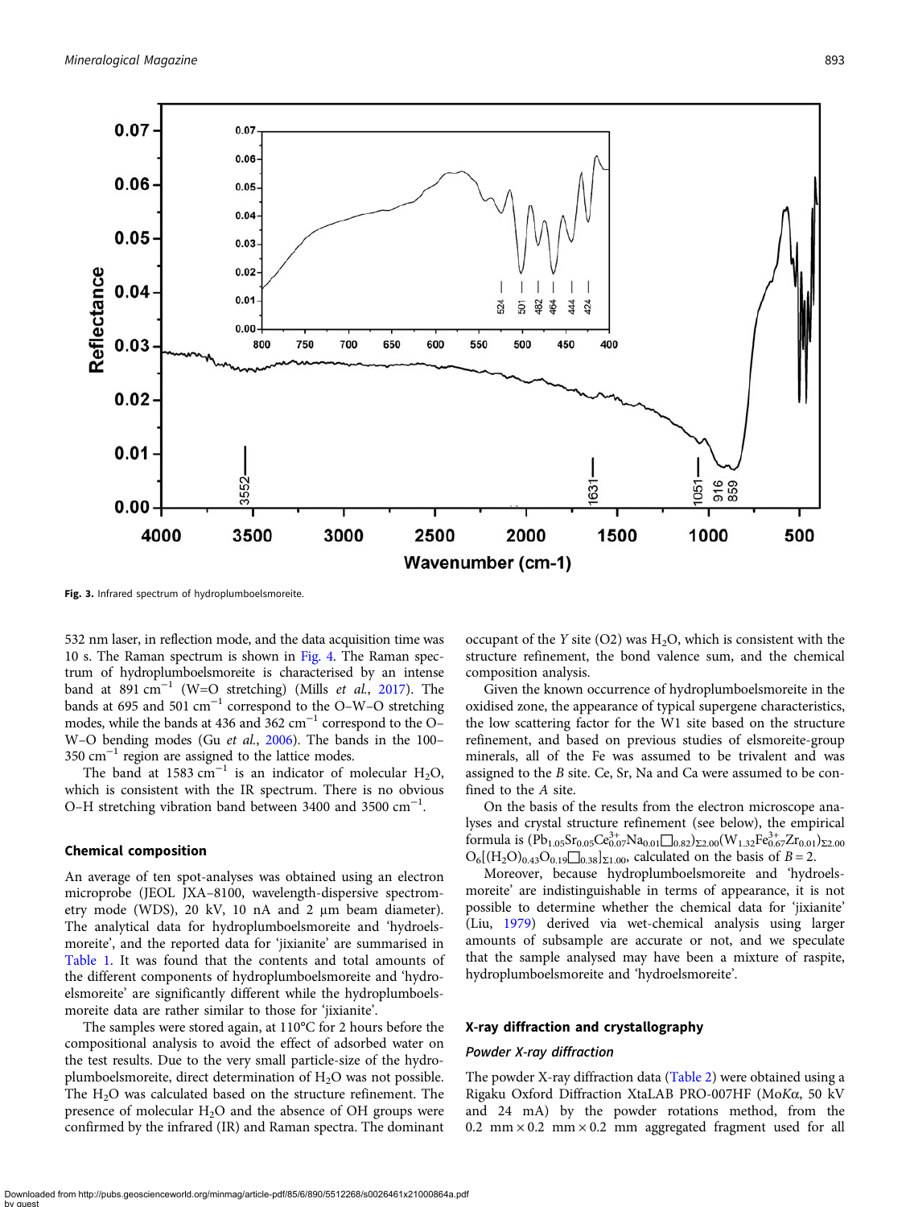Reflectance

Wavenumber (cm-1)

4000 3500 3000 2500 2000 1500 1000 500

0.00 0.01 0.02 0.03 0.04 0.05 0.06 0.07

3552 1631 1051 916 859

800 750 700 650 600 550 500 450 400

524 501 482 464 444 424

**Fig. 3.** Infrared spectrum of hydroplumboelsmoreite.

532 nm laser, in reflection mode, and the data acquisition time was 10 s. The Raman spectrum is shown in Fig. 4. The Raman spectrum of hydroplumboelsmoreite is characterised by an intense band at 891 $cm^{-1}$ (W=O stretching) (Mills *et al.*, 2017). The bands at 695 and 501 $cm^{-1}$ correspond to the O–W–O stretching modes, while the bands at 436 and 362 $cm^{-1}$ correspond to the O–W–O bending modes (Gu *et al.*, 2006). The bands in the 100–350 $cm^{-1}$ region are assigned to the lattice modes.

The band at 1583 $cm^{-1}$ is an indicator of molecular $H_2O$, which is consistent with the IR spectrum. There is no obvious O–H stretching vibration band between 3400 and 3500 $cm^{-1}$.

### Chemical composition

An average of ten spot-analyses was obtained using an electron microprobe (JEOL JXA–8100, wavelength-dispersive spectrometry mode (WDS), 20 kV, 10 nA and 2 µm beam diameter). The analytical data for hydroplumboelsmoreite and 'hydroelsmoreite', and the reported data for 'jixianite' are summarised in Table 1. It was found that the contents and total amounts of the different components of hydroplumboelsmoreite and 'hydroelsmoreite' are significantly different while the hydroplumboelsmoreite data are rather similar to those for 'jixianite'.

The samples were stored again, at 110°C for 2 hours before the compositional analysis to avoid the effect of adsorbed water on the test results. Due to the very small particle-size of the hydroplumboelsmoreite, direct determination of $H_2O$ was not possible. The $H_2O$ was calculated based on the structure refinement. The presence of molecular $H_2O$ and the absence of OH groups were confirmed by the infrared (IR) and Raman spectra. The dominant occupant of the *Y* site (O2) was $H_2O$, which is consistent with the structure refinement, the bond valence sum, and the chemical composition analysis.

Given the known occurrence of hydroplumboelsmoreite in the oxidised zone, the appearance of typical supergene characteristics, the low scattering factor for the W1 site based on the structure refinement, and based on previous studies of elsmoreite-group minerals, all of the Fe was assumed to be trivalent and was assigned to the *B* site. Ce, Sr, Na and Ca were assumed to be confined to the *A* site.

On the basis of the results from the electron microscope analyses and crystal structure refinement (see below), the empirical formula is $(Pb_{1.05}Sr_{0.05}Ce^{3+}_{0.07}Na_{0.01}\square_{0.82})_{\Sigma 2.00}(W_{1.32}Fe^{3+}_{0.67}Zr_{0.01})_{\Sigma 2.00}O_6[(H_2O)_{0.43}O_{0.19}\square_{0.38}]_{\Sigma 1.00}$, calculated on the basis of $B = 2$.

Moreover, because hydroplumboelsmoreite and 'hydroelsmoreite' are indistinguishable in terms of appearance, it is not possible to determine whether the chemical data for 'jixianite' (Liu, 1979) derived via wet-chemical analysis using larger amounts of subsample are accurate or not, and we speculate that the sample analysed may have been a mixture of raspite, hydroplumboelsmoreite and 'hydroelsmoreite'.

### X-ray diffraction and crystallography

#### *Powder X-ray diffraction*

The powder X-ray diffraction data (Table 2) were obtained using a Rigaku Oxford Diffraction XtaLAB PRO-007HF (Mo*K*α, 50 kV and 24 mA) by the powder rotations method, from the 0.2 mm × 0.2 mm × 0.2 mm aggregated fragment used for all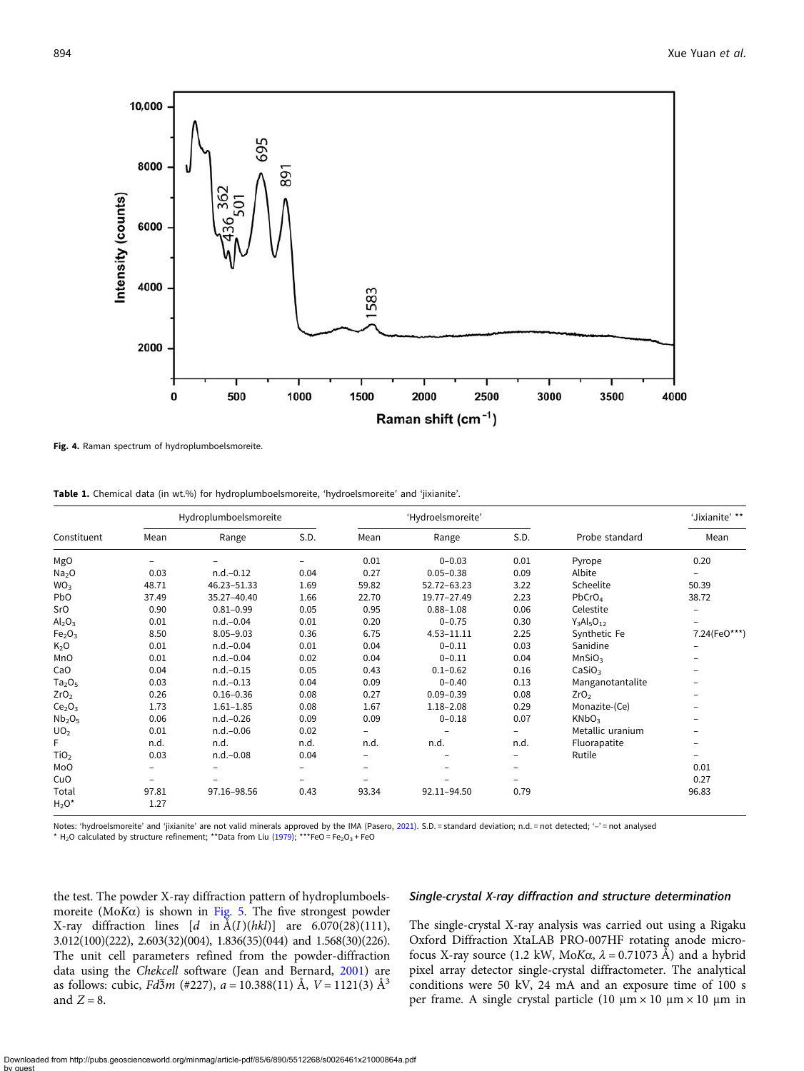10,000
8000
6000
4000
2000
0
Intensity (counts)
695
891
362
501
436
1583
0 500 1000 1500 2000 2500 3000 3500 4000
Raman shift ($cm^{-1}$)

**Fig. 4.** Raman spectrum of hydroplumboelsmoreite.

**Table 1.** Chemical data (in wt.%) for hydroplumboelsmoreite, 'hydroelsmoreite' and 'jixianite'.

| | Hydroplumboelsmoreite | | | 'Hydroelsmoreite' | | | | 'Jixianite' ** |
|---|---|---|---|---|---|---|---|---|
| Constituent | Mean | Range | S.D. | Mean | Range | S.D. | Probe standard | Mean |
| MgO | – | – | – | 0.01 | 0–0.03 | 0.01 | Pyrope | 0.20 |
| $Na_2O$ | 0.03 | n.d.–0.12 | 0.04 | 0.27 | 0.05–0.38 | 0.09 | Albite | – |
| $WO_3$ | 48.71 | 46.23–51.33 | 1.69 | 59.82 | 52.72–63.23 | 3.22 | Scheelite | 50.39 |
| PbO | 37.49 | 35.27–40.40 | 1.66 | 22.70 | 19.77–27.49 | 2.23 | $PbCrO_4$ | 38.72 |
| SrO | 0.90 | 0.81–0.99 | 0.05 | 0.95 | 0.88–1.08 | 0.06 | Celestite | – |
| $Al_2O_3$ | 0.01 | n.d.–0.04 | 0.01 | 0.20 | 0–0.75 | 0.30 | $Y_3Al_5O_{12}$ | – |
| $Fe_2O_3$ | 8.50 | 8.05–9.03 | 0.36 | 6.75 | 4.53–11.11 | 2.25 | Synthetic Fe | 7.24(FeO***) |
| $K_2O$ | 0.01 | n.d.–0.04 | 0.01 | 0.04 | 0–0.11 | 0.03 | Sanidine | – |
| MnO | 0.01 | n.d.–0.04 | 0.02 | 0.04 | 0–0.11 | 0.04 | $MnSiO_3$ | – |
| CaO | 0.04 | n.d.–0.15 | 0.05 | 0.43 | 0.1–0.62 | 0.16 | $CaSiO_3$ | – |
| $Ta_2O_5$ | 0.03 | n.d.–0.13 | 0.04 | 0.09 | 0–0.40 | 0.13 | Manganotantalite | – |
| $ZrO_2$ | 0.26 | 0.16–0.36 | 0.08 | 0.27 | 0.09–0.39 | 0.08 | $ZrO_2$ | – |
| $Ce_2O_3$ | 1.73 | 1.61–1.85 | 0.08 | 1.67 | 1.18–2.08 | 0.29 | Monazite-(Ce) | – |
| $Nb_2O_5$ | 0.06 | n.d.–0.26 | 0.09 | 0.09 | 0–0.18 | 0.07 | $KNbO_3$ | – |
| $UO_2$ | 0.01 | n.d.–0.06 | 0.02 | – | – | – | Metallic uranium | – |
| F | n.d. | n.d. | n.d. | n.d. | n.d. | n.d. | Fluorapatite | – |
| $TiO_2$ | 0.03 | n.d.–0.08 | 0.04 | – | – | – | Rutile | – |
| MoO | – | – | – | – | – | – | | 0.01 |
| CuO | – | – | – | – | – | – | | 0.27 |
| Total | 97.81 | 97.16–98.56 | 0.43 | 93.34 | 92.11–94.50 | 0.79 | | 96.83 |
| $H_2O$* | 1.27 | | | | | | | |

Notes: 'hydroelsmoreite' and 'jixianite' are not valid minerals approved by the IMA (Pasero, 2021). S.D. = standard deviation; n.d. = not detected; '–' = not analysed
* $H_2O$ calculated by structure refinement; **Data from Liu (1979); ***FeO = $Fe_2O_3$ + FeO

the test. The powder X-ray diffraction pattern of hydroplumboelsmoreite (Mo*K*α) is shown in Fig. 5. The five strongest powder X-ray diffraction lines [*d* in Å(*I*)(*hkl*)] are 6.070(28)(111), 3.012(100)(222), 2.603(32)(004), 1.836(35)(044) and 1.568(30)(226). The unit cell parameters refined from the powder-diffraction data using the *Chekcell* software (Jean and Bernard, 2001) are as follows: cubic, $Fd\bar{3}m$ (#227), $a$ = 10.388(11) Å, $V$ = 1121(3) Å$^3$ and $Z$ = 8.

### Single-crystal X-ray diffraction and structure determination

The single-crystal X-ray analysis was carried out using a Rigaku Oxford Diffraction XtaLAB PRO-007HF rotating anode microfocus X-ray source (1.2 kW, Mo*K*α, $\lambda$ = 0.71073 Å) and a hybrid pixel array detector single-crystal diffractometer. The analytical conditions were 50 kV, 24 mA and an exposure time of 100 s per frame. A single crystal particle (10 μm × 10 μm × 10 μm in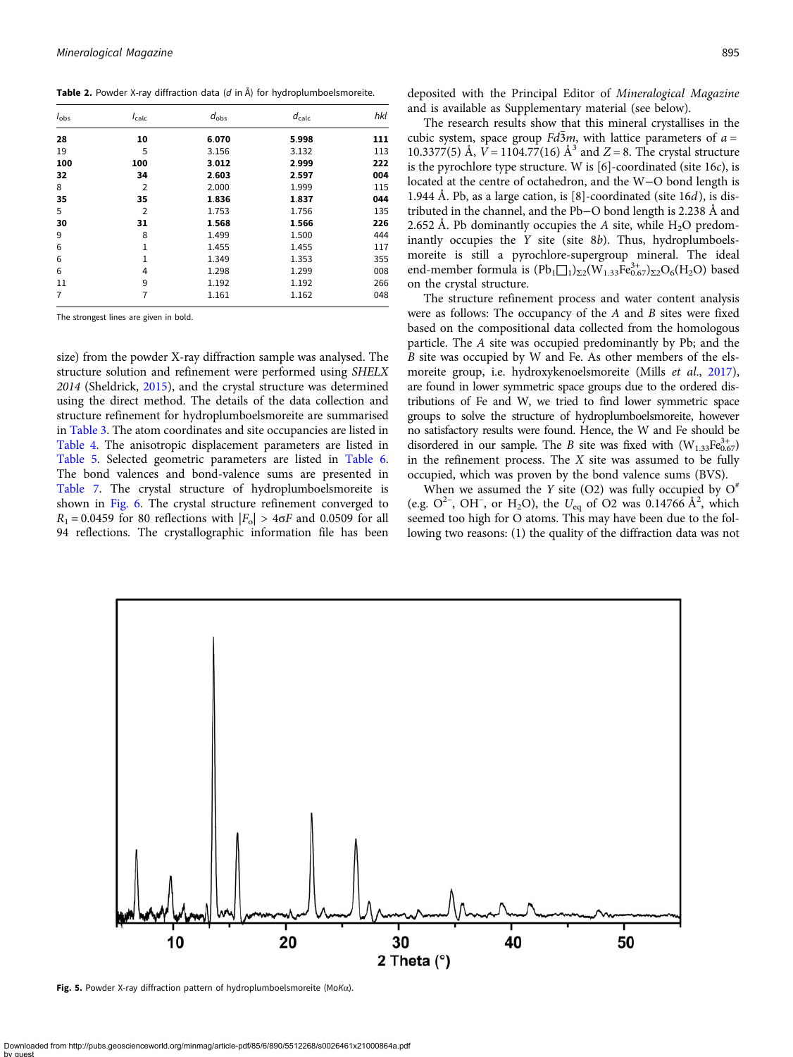**Table 2.** Powder X-ray diffraction data (*d* in Å) for hydroplumboelsmoreite.

| $I_{obs}$ | $I_{calc}$ | $d_{obs}$ | $d_{calc}$ | *hkl* |
|---|---|---|---|---|
| **28** | **10** | **6.070** | **5.998** | **111** |
| 19 | 5 | 3.156 | 3.132 | 113 |
| **100** | **100** | **3.012** | **2.999** | **222** |
| **32** | **34** | **2.603** | **2.597** | **004** |
| 8 | 2 | 2.000 | 1.999 | 115 |
| **35** | **35** | **1.836** | **1.837** | **044** |
| 5 | 2 | 1.753 | 1.756 | 135 |
| **30** | **31** | **1.568** | **1.566** | **226** |
| 9 | 8 | 1.499 | 1.500 | 444 |
| 6 | 1 | 1.455 | 1.455 | 117 |
| 6 | 1 | 1.349 | 1.353 | 355 |
| 6 | 4 | 1.298 | 1.299 | 008 |
| 11 | 9 | 1.192 | 1.192 | 266 |
| 7 | 7 | 1.161 | 1.162 | 048 |

The strongest lines are given in bold.

size) from the powder X-ray diffraction sample was analysed. The structure solution and refinement were performed using *SHELX 2014* (Sheldrick, 2015), and the crystal structure was determined using the direct method. The details of the data collection and structure refinement for hydroplumboelsmoreite are summarised in Table 3. The atom coordinates and site occupancies are listed in Table 4. The anisotropic displacement parameters are listed in Table 5. Selected geometric parameters are listed in Table 6. The bond valences and bond-valence sums are presented in Table 7. The crystal structure of hydroplumboelsmoreite is shown in Fig. 6. The crystal structure refinement converged to $R_1 = 0.0459$ for 80 reflections with $|F_o| > 4\sigma F$ and 0.0509 for all 94 reflections. The crystallographic information file has been deposited with the Principal Editor of *Mineralogical Magazine* and is available as Supplementary material (see below).

The research results show that this mineral crystallises in the cubic system, space group $Fd\bar{3}m$, with lattice parameters of $a$ = 10.3377(5) Å, $V$ = 1104.77(16) Å$^3$ and $Z$ = 8. The crystal structure is the pyrochlore type structure. W is [6]-coordinated (site 16*c*), is located at the centre of octahedron, and the W–O bond length is 1.944 Å. Pb, as a large cation, is [8]-coordinated (site 16*d*), is distributed in the channel, and the Pb–O bond length is 2.238 Å and 2.652 Å. Pb dominantly occupies the *A* site, while $H_2O$ predominantly occupies the *Y* site (site 8*b*). Thus, hydroplumboelsmoreite is still a pyrochlore-supergroup mineral. The ideal end-member formula is $(Pb_1\square_1)_{\Sigma 2}(W_{1.33}Fe^{3+}_{0.67})_{\Sigma 2}O_6(H_2O)$ based on the crystal structure.

The structure refinement process and water content analysis were as follows: The occupancy of the *A* and *B* sites were fixed based on the compositional data collected from the homologous particle. The *A* site was occupied predominantly by Pb; and the *B* site was occupied by W and Fe. As other members of the elsmoreite group, i.e. hydroxykenoelsmoreite (Mills *et al.*, 2017), are found in lower symmetric space groups due to the ordered distributions of Fe and W, we tried to find lower symmetric space groups to solve the structure of hydroplumboelsmoreite, however no satisfactory results were found. Hence, the W and Fe should be disordered in our sample. The *B* site was fixed with $(W_{1.33}Fe^{3+}_{0.67})$ in the refinement process. The *X* site was assumed to be fully occupied, which was proven by the bond valence sums (BVS).

When we assumed the *Y* site (O2) was fully occupied by O$^{\#}$ (e.g. $O^{2-}$, $OH^-$, or $H_2O$), the $U_{eq}$ of O2 was 0.14766 Å$^2$, which seemed too high for O atoms. This may have been due to the following two reasons: (1) the quality of the diffraction data was not

10
20
30
40
50
2 Theta (°)

**Fig. 5.** Powder X-ray diffraction pattern of hydroplumboelsmoreite (Mo*K*α).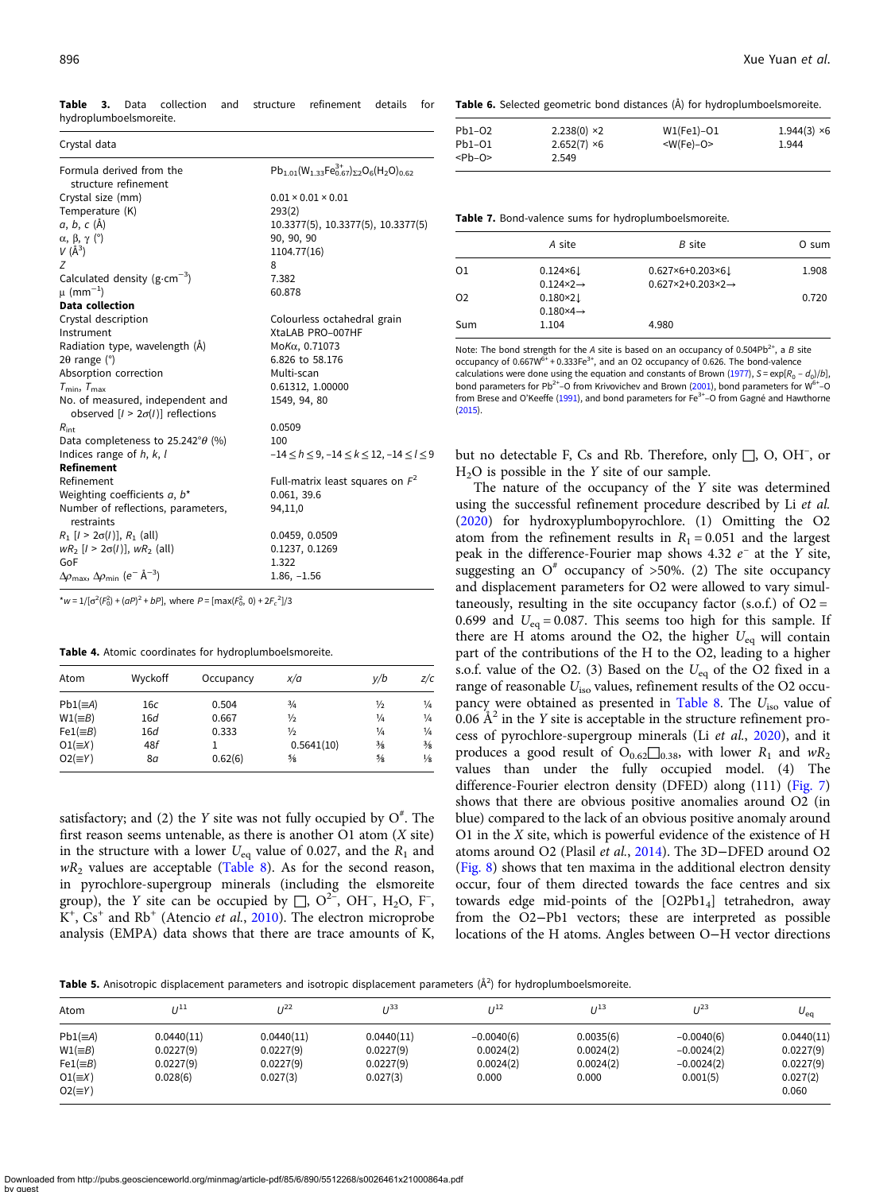**Table 3.** Data collection and structure refinement details for hydroplumboelsmoreite.

| Crystal data | |
|---|---|
| Formula derived from the structure refinement | $Pb_{1.01}(W_{1.33}Fe^{3+}_{0.67})_{\Sigma 2}O_6(H_2O)_{0.62}$ |
| Crystal size (mm) | 0.01 × 0.01 × 0.01 |
| Temperature (K) | 293(2) |
| *a*, *b*, *c* (Å) | 10.3377(5), 10.3377(5), 10.3377(5) |
| α, β, γ (°) | 90, 90, 90 |
| *V* (Å$^3$) | 1104.77(16) |
| *Z* | 8 |
| Calculated density (g·cm$^{-3}$) | 7.382 |
| μ (mm$^{-1}$) | 60.878 |
| **Data collection** | |
| Crystal description | Colourless octahedral grain |
| Instrument | XtaLAB PRO–007HF |
| Radiation type, wavelength (Å) | Mo*K*α, 0.71073 |
| 2θ range (°) | 6.826 to 58.176 |
| Absorption correction | Multi-scan |
| $T_{min}$, $T_{max}$ | 0.61312, 1.00000 |
| No. of measured, independent and observed [$I > 2\sigma(I)$] reflections | 1549, 94, 80 |
| $R_{int}$ | 0.0509 |
| Data completeness to 25.242°θ (%) | 100 |
| Indices range of *h*, *k*, *l* | $-14 \le h \le 9$, $-14 \le k \le 12$, $-14 \le l \le 9$ |
| **Refinement** | |
| Refinement | Full-matrix least squares on $F^2$ |
| Weighting coefficients *a*, *b** | 0.061, 39.6 |
| Number of reflections, parameters, restraints | 94,11,0 |
| $R_1$ [$I > 2\sigma(I)$], $R_1$ (all) | 0.0459, 0.0509 |
| $wR_2$ [$I > 2\sigma(I)$], $wR_2$ (all) | 0.1237, 0.1269 |
| GoF | 1.322 |
| $\Delta\rho_{max}$, $\Delta\rho_{min}$ ($e^-$ Å$^{-3}$) | 1.86, −1.56 |

*$w = 1/[\sigma^2(F_0^2) + (aP)^2 + bP]$, where $P = [\max(F_0^2, 0) + 2F_c^2]/3$

**Table 4.** Atomic coordinates for hydroplumboelsmoreite.

| Atom | Wyckoff | Occupancy | *x/a* | *y/b* | *z/c* |
|---|---|---|---|---|---|
| Pb1(≡*A*) | 16*c* | 0.504 | ¾ | ½ | ¼ |
| W1(≡*B*) | 16*d* | 0.667 | ½ | ¼ | ¼ |
| Fe1(≡*B*) | 16*d* | 0.333 | ½ | ¼ | ¼ |
| O1(≡*X*) | 48*f* | 1 | 0.5641(10) | ⅜ | ⅜ |
| O2(≡*Y*) | 8*a* | 0.62(6) | ⅝ | ⅝ | ⅛ |

satisfactory; and (2) the *Y* site was not fully occupied by O#. The first reason seems untenable, as there is another O1 atom (*X* site) in the structure with a lower $U_{eq}$ value of 0.027, and the $R_1$ and $wR_2$ values are acceptable (Table 8). As for the second reason, in pyrochlore-supergroup minerals (including the elsmoreite group), the *Y* site can be occupied by □, $O^{2-}$, $OH^-$, $H_2O$, $F^-$, $K^+$, $Cs^+$ and $Rb^+$ (Atencio *et al.*, 2010). The electron microprobe analysis (EMPA) data shows that there are trace amounts of K, but no detectable F, Cs and Rb. Therefore, only □, O, $OH^-$, or $H_2O$ is possible in the *Y* site of our sample.

The nature of the occupancy of the *Y* site was determined using the successful refinement procedure described by Li *et al.* (2020) for hydroxyplumbopyrochlore. (1) Omitting the O2 atom from the refinement results in $R_1 = 0.051$ and the largest peak in the difference-Fourier map shows 4.32 $e^-$ at the *Y* site, suggesting an O# occupancy of >50%. (2) The site occupancy and displacement parameters for O2 were allowed to vary simultaneously, resulting in the site occupancy factor (s.o.f.) of O2 = 0.699 and $U_{eq} = 0.087$. This seems too high for this sample. If there are H atoms around the O2, the higher $U_{eq}$ will contain part of the contributions of the H to the O2, leading to a higher s.o.f. value of the O2. (3) Based on the $U_{eq}$ of the O2 fixed in a range of reasonable $U_{iso}$ values, refinement results of the O2 occupancy were obtained as presented in Table 8. The $U_{iso}$ value of 0.06 Å$^2$ in the *Y* site is acceptable in the structure refinement process of pyrochlore-supergroup minerals (Li *et al.*, 2020), and it produces a good result of $O_{0.62}\square_{0.38}$, with lower $R_1$ and $wR_2$ values than under the fully occupied model. (4) The difference-Fourier electron density (DFED) along (111) (Fig. 7) shows that there are obvious positive anomalies around O2 (in blue) compared to the lack of an obvious positive anomaly around O1 in the *X* site, which is powerful evidence of the existence of H atoms around O2 (Plasil *et al.*, 2014). The 3D–DFED around O2 (Fig. 8) shows that ten maxima in the additional electron density occur, four of them directed towards the face centres and six towards edge mid-points of the [O2Pb$_4$] tetrahedron, away from the O2–Pb1 vectors; these are interpreted as possible locations of the H atoms. Angles between O–H vector directions

**Table 6.** Selected geometric bond distances (Å) for hydroplumboelsmoreite.

| | | | |
|---|---|---|---|
| Pb1–O2 | 2.238(0) ×2 | W1(Fe1)–O1 | 1.944(3) ×6 |
| Pb1–O1 | 2.652(7) ×6 | <W(Fe)–O> | 1.944 |
| <Pb–O> | 2.549 | | |

**Table 7.** Bond-valence sums for hydroplumboelsmoreite.

| | *A* site | *B* site | O sum |
|---|---|---|---|
| O1 | 0.124×6↓<br>0.124×2→ | 0.627×6+0.203×6↓<br>0.627×2+0.203×2→ | 1.908 |
| O2 | 0.180×2↓<br>0.180×4→ | | 0.720 |
| Sum | 1.104 | 4.980 | |

Note: The bond strength for the *A* site is based on an occupancy of 0.504Pb$^{2+}$, a *B* site occupancy of 0.667W$^{6+}$ + 0.333Fe$^{3+}$, and an O2 occupancy of 0.626. The bond-valence calculations were done using the equation and constants of Brown (1977), $S = \exp[R_0 - d_0)/b]$, bond parameters for Pb$^{2+}$–O from Krivovichev and Brown (2001), bond parameters for W$^{6+}$–O from Brese and O'Keeffe (1991), and bond parameters for Fe$^{3+}$–O from Gagné and Hawthorne (2015).

**Table 5.** Anisotropic displacement parameters and isotropic displacement parameters (Å$^2$) for hydroplumboelsmoreite.

| Atom | $U^{11}$ | $U^{22}$ | $U^{33}$ | $U^{12}$ | $U^{13}$ | $U^{23}$ | $U_{eq}$ |
|---|---|---|---|---|---|---|---|
| Pb1(≡*A*) | 0.0440(11) | 0.0440(11) | 0.0440(11) | −0.0040(6) | 0.0035(6) | −0.0040(6) | 0.0440(11) |
| W1(≡*B*) | 0.0227(9) | 0.0227(9) | 0.0227(9) | 0.0024(2) | 0.0024(2) | −0.0024(2) | 0.0227(9) |
| Fe1(≡*B*) | 0.0227(9) | 0.0227(9) | 0.0227(9) | 0.0024(2) | 0.0024(2) | −0.0024(2) | 0.0227(9) |
| O1(≡*X*) | 0.028(6) | 0.027(3) | 0.027(3) | 0.000 | 0.000 | 0.001(5) | 0.027(2) |
| O2(≡*Y*) | | | | | | | 0.060 |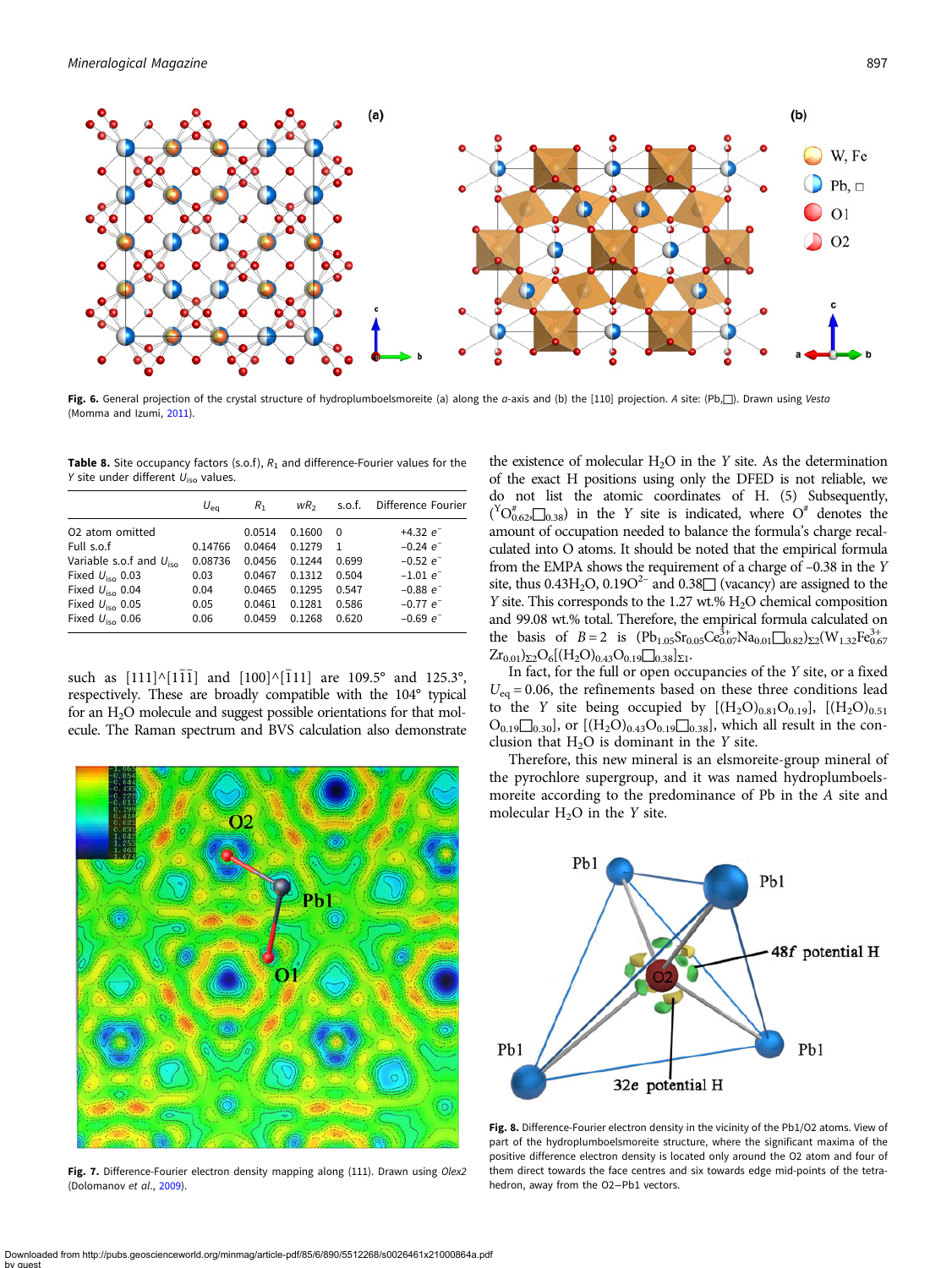Fig. 6. General projection of the crystal structure of hydroplumboelsmoreite (a) along the *a*-axis and (b) the [110] projection. *A* site: (Pb,□). Drawn using *Vesta* (Momma and Izumi, 2011).

**Table 8.** Site occupancy factors (s.o.f), $R_1$ and difference-Fourier values for the *Y* site under different $U_{iso}$ values.

| | $U_{eq}$ | $R_1$ | $wR_2$ | s.o.f. | Difference Fourier |
|---|---|---|---|---|---|
| O2 atom omitted | | 0.0514 | 0.1600 | 0 | +4.32 $e^-$ |
| Full s.o.f | 0.14766 | 0.0464 | 0.1279 | 1 | −0.24 $e^-$ |
| Variable s.o.f and $U_{iso}$ | 0.08736 | 0.0456 | 0.1244 | 0.699 | −0.52 $e^-$ |
| Fixed $U_{iso}$ 0.03 | 0.03 | 0.0467 | 0.1312 | 0.504 | −1.01 $e^-$ |
| Fixed $U_{iso}$ 0.04 | 0.04 | 0.0465 | 0.1295 | 0.547 | −0.88 $e^-$ |
| Fixed $U_{iso}$ 0.05 | 0.05 | 0.0461 | 0.1281 | 0.586 | −0.77 $e^-$ |
| Fixed $U_{iso}$ 0.06 | 0.06 | 0.0459 | 0.1268 | 0.620 | −0.69 $e^-$ |

such as [111]^[$1\bar{1}\bar{1}$] and [100]^[$\bar{1}11$] are 109.5° and 125.3°, respectively. These are broadly compatible with the 104° typical for an $H_2O$ molecule and suggest possible orientations for that molecule. The Raman spectrum and BVS calculation also demonstrate the existence of molecular $H_2O$ in the *Y* site. As the determination of the exact H positions using only the DFED is not reliable, we do not list the atomic coordinates of H. (5) Subsequently, $({}^{Y}O^{\#}_{0.62}\square_{0.38})$ in the *Y* site is indicated, where $O^{\#}$ denotes the amount of occupation needed to balance the formula's charge recalculated into O atoms. It should be noted that the empirical formula from the EMPA shows the requirement of a charge of −0.38 in the *Y* site, thus $0.43H_2O$, $0.19O^{2-}$ and 0.38□ (vacancy) are assigned to the *Y* site. This corresponds to the 1.27 wt.% $H_2O$ chemical composition and 99.08 wt.% total. Therefore, the empirical formula calculated on the basis of $B = 2$ is $(Pb_{1.05}Sr_{0.05}Ce^{3+}_{0.07}Na_{0.01}\square_{0.82})_{\Sigma 2}(W_{1.32}Fe^{3+}_{0.67}Zr_{0.01})_{\Sigma 2}O_6[(H_2O)_{0.43}O_{0.19}\square_{0.38}]_{\Sigma 1}$.

In fact, for the full or open occupancies of the *Y* site, or a fixed $U_{eq} = 0.06$, the refinements based on these three conditions lead to the *Y* site being occupied by $[(H_2O)_{0.81}O_{0.19}]$, $[(H_2O)_{0.51}O_{0.19}\square_{0.30}]$, or $[(H_2O)_{0.43}O_{0.19}\square_{0.38}]$, which all result in the conclusion that $H_2O$ is dominant in the *Y* site.

Therefore, this new mineral is an elsmoreite-group mineral of the pyrochlore supergroup, and it was named hydroplumboelsmoreite according to the predominance of Pb in the *A* site and molecular $H_2O$ in the *Y* site.

Fig. 7. Difference-Fourier electron density mapping along (111). Drawn using *Olex2* (Dolomanov *et al.*, 2009).

Fig. 8. Difference-Fourier electron density in the vicinity of the Pb1/O2 atoms. View of part of the hydroplumboelsmoreite structure, where the significant maxima of the positive difference electron density is located only around the O2 atom and four of them direct towards the face centres and six towards edge mid-points of the tetrahedron, away from the O2−Pb1 vectors.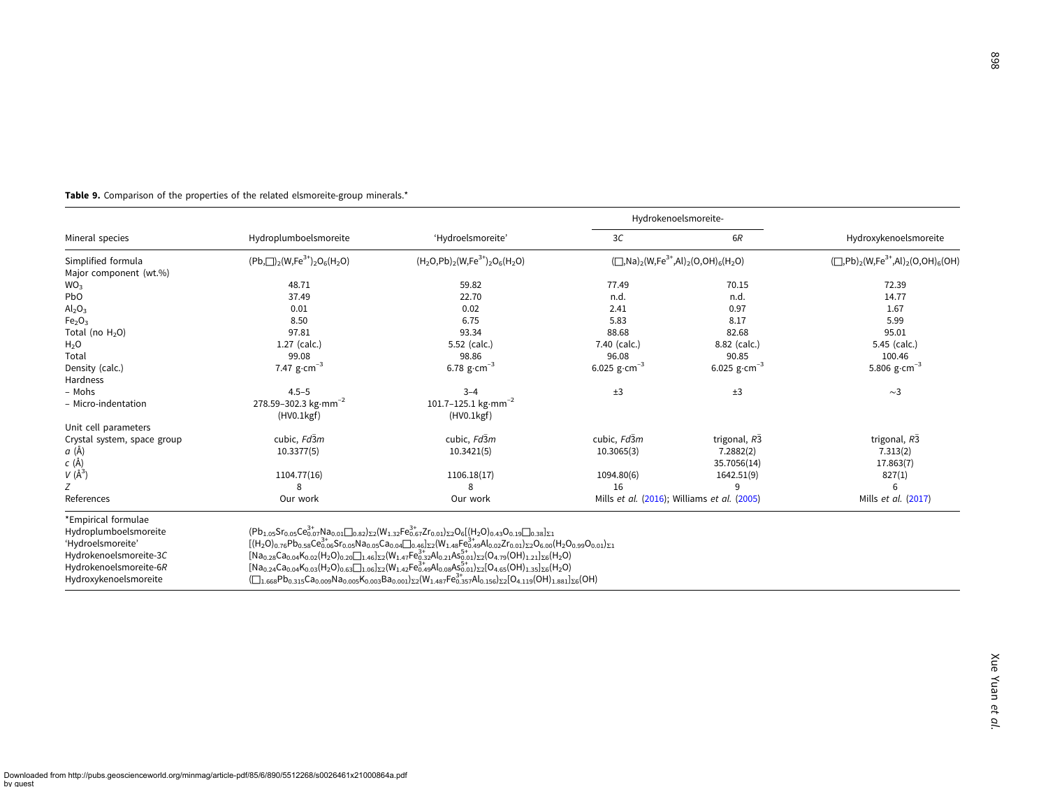**Table 9.** Comparison of the properties of the related elsmoreite-group minerals.*

| Mineral species | Hydroplumboelsmoreite | 'Hydroelsmoreite' | Hydrokenoelsmoreite- | | Hydroxykenoelsmoreite |
|---|---|---|---|---|---|
| | | | 3*C* | 6*R* | |
| Simplified formula | $(Pb,\square)_2(W,Fe^{3+})_2O_6(H_2O)$ | $(H_2O,Pb)_2(W,Fe^{3+})_2O_6(H_2O)$ | $(\square,Na)_2(W,Fe^{3+},Al)_2(O,OH)_6(H_2O)$ | | $(\square,Pb)_2(W,Fe^{3+},Al)_2(O,OH)_6(OH)$ |
| Major component (wt.%) | | | | | |
| $WO_3$ | 48.71 | 59.82 | 77.49 | 70.15 | 72.39 |
| PbO | 37.49 | 22.70 | n.d. | n.d. | 14.77 |
| $Al_2O_3$ | 0.01 | 0.02 | 2.41 | 0.97 | 1.67 |
| $Fe_2O_3$ | 8.50 | 6.75 | 5.83 | 8.17 | 5.99 |
| Total (no $H_2O$) | 97.81 | 93.34 | 88.68 | 82.68 | 95.01 |
| $H_2O$ | 1.27 (calc.) | 5.52 (calc.) | 7.40 (calc.) | 8.82 (calc.) | 5.45 (calc.) |
| Total | 99.08 | 98.86 | 96.08 | 90.85 | 100.46 |
| Density (calc.) | 7.47 $g \cdot cm^{-3}$ | 6.78 $g \cdot cm^{-3}$ | 6.025 $g \cdot cm^{-3}$ | 6.025 $g \cdot cm^{-3}$ | 5.806 $g \cdot cm^{-3}$ |
| Hardness | | | | | |
| – Mohs | 4.5–5 | 3–4 | ±3 | ±3 | ~3 |
| – Micro-indentation | 278.59–302.3 $kg \cdot mm^{-2}$ (HV0.1kgf) | 101.7–125.1 $kg \cdot mm^{-2}$ (HV0.1kgf) | | | |
| Unit cell parameters | | | | | |
| Crystal system, space group | cubic, $Fd\bar{3}m$ | cubic, $Fd\bar{3}m$ | cubic, $Fd\bar{3}m$ | trigonal, $R\bar{3}$ | trigonal, $R\bar{3}$ |
| *a* (Å) | 10.3377(5) | 10.3421(5) | 10.3065(3) | 7.2882(2) | 7.313(2) |
| *c* (Å) | | | | 35.7056(14) | 17.863(7) |
| *V* (Å$^3$) | 1104.77(16) | 1106.18(17) | 1094.80(6) | 1642.51(9) | 827(1) |
| *Z* | 8 | 8 | 16 | 9 | 6 |
| References | Our work | Our work | Mills *et al.* (2016); Williams *et al.* (2005) | | Mills *et al.* (2017) |

*Empirical formulae

| | |
|---|---|
| Hydroplumboelsmoreite | $(Pb_{1.05}Sr_{0.05}Ce^{3+}_{0.07}Na_{0.01}\square_{0.82})_{\Sigma2}(W_{1.32}Fe^{3+}_{0.67}Zr_{0.01})_{\Sigma2}O_6[(H_2O)_{0.43}O_{0.19}\square_{0.38}]_{\Sigma1}$ |
| 'Hydroelsmoreite' | $[(H_2O)_{0.76}Pb_{0.58}Ce^{3+}_{0.06}Sr_{0.05}Na_{0.05}Ca_{0.04}\square_{0.46}]_{\Sigma2}(W_{1.48}Fe^{3+}_{0.49}Al_{0.02}Zr_{0.01})_{\Sigma2}O_{6.00}(H_2O_{0.99}O_{0.01})_{\Sigma1}$ |
| Hydrokenoelsmoreite-3*C* | $[Na_{0.28}Ca_{0.04}K_{0.02}(H_2O)_{0.20}\square_{1.46}]_{\Sigma2}(W_{1.47}Fe^{3+}_{0.32}Al_{0.21}As^{5+}_{0.01})_{\Sigma2}(O_{4.79}(OH)_{1.21}]_{\Sigma6}(H_2O)$ |
| Hydrokenoelsmoreite-6*R* | $[Na_{0.24}Ca_{0.04}K_{0.03}(H_2O)_{0.63}\square_{1.06}]_{\Sigma2}(W_{1.42}Fe^{3+}_{0.49}Al_{0.08}As^{5+}_{0.01})_{\Sigma2}[O_{4.65}(OH)_{1.35}]_{\Sigma6}(H_2O)$ |
| Hydroxykenoelsmoreite | $(\square_{1.668}Pb_{0.315}Ca_{0.009}Na_{0.005}K_{0.003}Ba_{0.001})_{\Sigma2}(W_{1.487}Fe^{3+}_{0.357}Al_{0.156})_{\Sigma2}[O_{4.119}(OH)_{1.881}]_{\Sigma6}(OH)$ |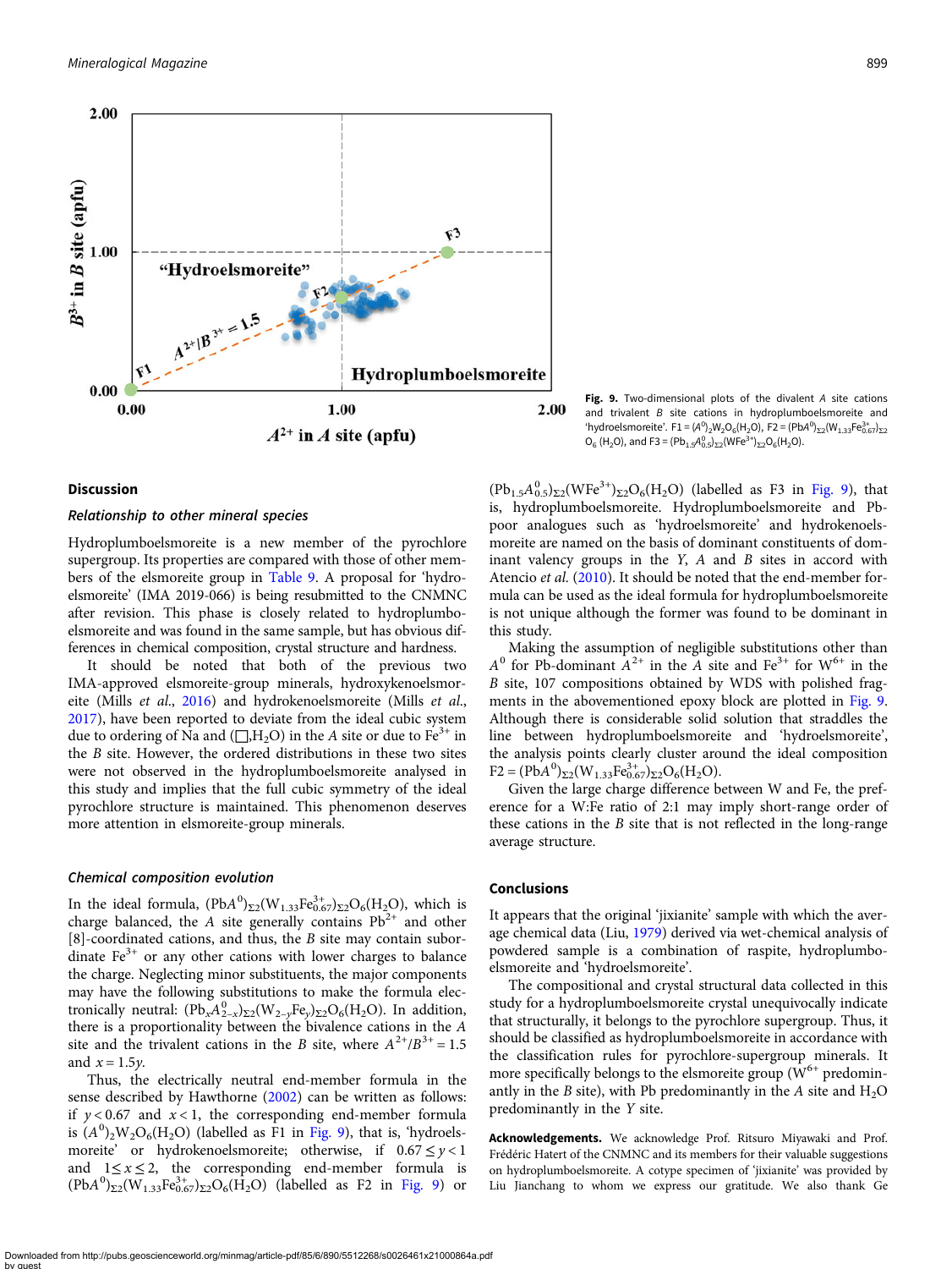2.00

F3

1.00

"Hydroelsmoreite"

F2

$A^{2+}/B^{3+} = 1.5$

F1

Hydroplumboelsmoreite

0.00

0.00 1.00 2.00

$B^{3+}$ in $B$ site (apfu)

$A^{2+}$ in $A$ site (apfu)

**Fig. 9.** Two-dimensional plots of the divalent $A$ site cations and trivalent $B$ site cations in hydroplumboelsmoreite and 'hydroelsmoreite'. F1 = $(A^0)_2W_2O_6(H_2O)$, F2 = $(PbA^0)_{\Sigma2}(W_{1.33}Fe^{3+}_{0.67})_{\Sigma2}O_6(H_2O)$, and F3 = $(Pb_{1.5}A^0_{0.5})_{\Sigma2}(WFe^{3+})_{\Sigma2}O_6(H_2O)$.

## Discussion

### Relationship to other mineral species

Hydroplumboelsmoreite is a new member of the pyrochlore supergroup. Its properties are compared with those of other members of the elsmoreite group in Table 9. A proposal for 'hydroelsmoreite' (IMA 2019-066) is being resubmitted to the CNMNC after revision. This phase is closely related to hydroplumboelsmoreite and was found in the same sample, but has obvious differences in chemical composition, crystal structure and hardness.

It should be noted that both of the previous two IMA-approved elsmoreite-group minerals, hydroxykenoelsmoreite (Mills *et al.*, 2016) and hydrokenoelsmoreite (Mills *et al.*, 2017), have been reported to deviate from the ideal cubic system due to ordering of Na and (□,$H_2O$) in the $A$ site or due to $Fe^{3+}$ in the $B$ site. However, the ordered distributions in these two sites were not observed in the hydroplumboelsmoreite analysed in this study and implies that the full cubic symmetry of the ideal pyrochlore structure is maintained. This phenomenon deserves more attention in elsmoreite-group minerals.

### Chemical composition evolution

In the ideal formula, $(PbA^0)_{\Sigma2}(W_{1.33}Fe^{3+}_{0.67})_{\Sigma2}O_6(H_2O)$, which is charge balanced, the $A$ site generally contains $Pb^{2+}$ and other [8]-coordinated cations, and thus, the $B$ site may contain subordinate $Fe^{3+}$ or any other cations with lower charges to balance the charge. Neglecting minor substituents, the major components may have the following substitutions to make the formula electronically neutral: $(Pb_xA^0_{2-x})_{\Sigma2}(W_{2-y}Fe_y)_{\Sigma2}O_6(H_2O)$. In addition, there is a proportionality between the bivalence cations in the $A$ site and the trivalent cations in the $B$ site, where $A^{2+}/B^{3+} = 1.5$ and $x = 1.5y$.

Thus, the electrically neutral end-member formula in the sense described by Hawthorne (2002) can be written as follows: if $y < 0.67$ and $x < 1$, the corresponding end-member formula is $(A^0)_2W_2O_6(H_2O)$ (labelled as F1 in Fig. 9), that is, 'hydroelsmoreite' or hydrokenoelsmoreite; otherwise, if $0.67 \le y < 1$ and $1 \le x \le 2$, the corresponding end-member formula is $(PbA^0)_{\Sigma2}(W_{1.33}Fe^{3+}_{0.67})_{\Sigma2}O_6(H_2O)$ (labelled as F2 in Fig. 9) or $(Pb_{1.5}A^0_{0.5})_{\Sigma2}(WFe^{3+})_{\Sigma2}O_6(H_2O)$ (labelled as F3 in Fig. 9), that is, hydroplumboelsmoreite. Hydroplumboelsmoreite and Pb-poor analogues such as 'hydroelsmoreite' and hydrokenoelsmoreite are named on the basis of dominant constituents of dominant valency groups in the $Y$, $A$ and $B$ sites in accord with Atencio *et al.* (2010). It should be noted that the end-member formula can be used as the ideal formula for hydroplumboelsmoreite is not unique although the former was found to be dominant in this study.

Making the assumption of negligible substitutions other than $A^0$ for Pb-dominant $A^{2+}$ in the $A$ site and $Fe^{3+}$ for $W^{6+}$ in the $B$ site, 107 compositions obtained by WDS with polished fragments in the abovementioned epoxy block are plotted in Fig. 9. Although there is considerable solid solution that straddles the line between hydroplumboelsmoreite and 'hydroelsmoreite', the analysis points clearly cluster around the ideal composition F2 = $(PbA^0)_{\Sigma2}(W_{1.33}Fe^{3+}_{0.67})_{\Sigma2}O_6(H_2O)$.

Given the large charge difference between W and Fe, the preference for a W:Fe ratio of 2:1 may imply short-range order of these cations in the $B$ site that is not reflected in the long-range average structure.

## Conclusions

It appears that the original 'jixianite' sample with which the average chemical data (Liu, 1979) derived via wet-chemical analysis of powdered sample is a combination of raspite, hydroplumboelsmoreite and 'hydroelsmoreite'.

The compositional and crystal structural data collected in this study for a hydroplumboelsmoreite crystal unequivocally indicate that structurally, it belongs to the pyrochlore supergroup. Thus, it should be classified as hydroplumboelsmoreite in accordance with the classification rules for pyrochlore-supergroup minerals. It more specifically belongs to the elsmoreite group ($W^{6+}$ predominantly in the $B$ site), with Pb predominantly in the $A$ site and $H_2O$ predominantly in the $Y$ site.

**Acknowledgements.** We acknowledge Prof. Ritsuro Miyawaki and Prof. Frédéric Hatert of the CNMNC and its members for their valuable suggestions on hydroplumboelsmoreite. A cotype specimen of 'jixianite' was provided by Liu Jianchang to whom we express our gratitude. We also thank Ge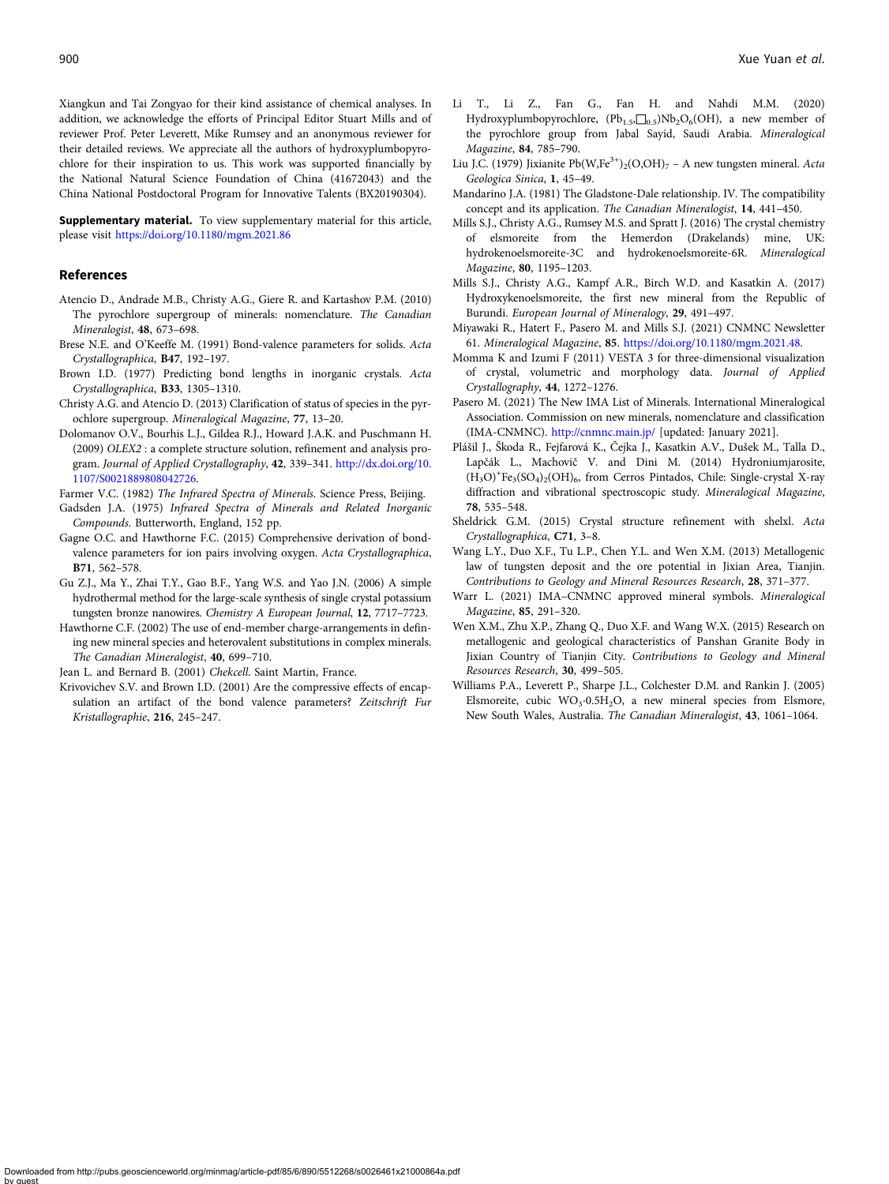Xiangkun and Tai Zongyao for their kind assistance of chemical analyses. In addition, we acknowledge the efforts of Principal Editor Stuart Mills and of reviewer Prof. Peter Leverett, Mike Rumsey and an anonymous reviewer for their detailed reviews. We appreciate all the authors of hydroxyplumbopyrochlore for their inspiration to us. This work was supported financially by the National Natural Science Foundation of China (41672043) and the China National Postdoctoral Program for Innovative Talents (BX20190304).

**Supplementary material.** To view supplementary material for this article, please visit https://doi.org/10.1180/mgm.2021.86

## References

Atencio D., Andrade M.B., Christy A.G., Giere R. and Kartashov P.M. (2010) The pyrochlore supergroup of minerals: nomenclature. *The Canadian Mineralogist*, **48**, 673–698.

Brese N.E. and O'Keeffe M. (1991) Bond-valence parameters for solids. *Acta Crystallographica*, **B47**, 192–197.

Brown I.D. (1977) Predicting bond lengths in inorganic crystals. *Acta Crystallographica*, **B33**, 1305–1310.

Christy A.G. and Atencio D. (2013) Clarification of status of species in the pyrochlore supergroup. *Mineralogical Magazine*, **77**, 13–20.

Dolomanov O.V., Bourhis L.J., Gildea R.J., Howard J.A.K. and Puschmann H. (2009) *OLEX2* : a complete structure solution, refinement and analysis program. *Journal of Applied Crystallography*, **42**, 339–341. http://dx.doi.org/10.1107/S0021889808042726.

Farmer V.C. (1982) *The Infrared Spectra of Minerals*. Science Press, Beijing.

Gadsden J.A. (1975) *Infrared Spectra of Minerals and Related Inorganic Compounds*. Butterworth, England, 152 pp.

Gagne O.C. and Hawthorne F.C. (2015) Comprehensive derivation of bond-valence parameters for ion pairs involving oxygen. *Acta Crystallographica*, **B71**, 562–578.

Gu Z.J., Ma Y., Zhai T.Y., Gao B.F., Yang W.S. and Yao J.N. (2006) A simple hydrothermal method for the large-scale synthesis of single crystal potassium tungsten bronze nanowires. *Chemistry A European Journal*, **12**, 7717–7723.

Hawthorne C.F. (2002) The use of end-member charge-arrangements in defining new mineral species and heterovalent substitutions in complex minerals. *The Canadian Mineralogist*, **40**, 699–710.

Jean L. and Bernard B. (2001) *Chekcell*. Saint Martin, France.

Krivovichev S.V. and Brown I.D. (2001) Are the compressive effects of encapsulation an artifact of the bond valence parameters? *Zeitschrift Fur Kristallographie*, **216**, 245–247.

Li T., Li Z., Fan G., Fan H. and Nahdi M.M. (2020) Hydroxyplumbopyrochlore, $(Pb_{1.5}\square_{0.5})Nb_2O_6(OH)$, a new member of the pyrochlore group from Jabal Sayid, Saudi Arabia. *Mineralogical Magazine*, **84**, 785–790.

Liu J.C. (1979) Jixianite $Pb(W,Fe^{3+})_2(O,OH)_7$ – A new tungsten mineral. *Acta Geologica Sinica*, **1**, 45–49.

Mandarino J.A. (1981) The Gladstone-Dale relationship. IV. The compatibility concept and its application. *The Canadian Mineralogist*, **14**, 441–450.

Mills S.J., Christy A.G., Rumsey M.S. and Spratt J. (2016) The crystal chemistry of elsmoreite from the Hemerdon (Drakelands) mine, UK: hydrokenoelsmoreite-3C and hydrokenoelsmoreite-6R. *Mineralogical Magazine*, **80**, 1195–1203.

Mills S.J., Christy A.G., Kampf A.R., Birch W.D. and Kasatkin A. (2017) Hydroxykenoelsmoreite, the first new mineral from the Republic of Burundi. *European Journal of Mineralogy*, **29**, 491–497.

Miyawaki R., Hatert F., Pasero M. and Mills S.J. (2021) CNMNC Newsletter 61. *Mineralogical Magazine*, **85**. https://doi.org/10.1180/mgm.2021.48.

Momma K and Izumi F (2011) VESTA 3 for three-dimensional visualization of crystal, volumetric and morphology data. *Journal of Applied Crystallography*, **44**, 1272–1276.

Pasero M. (2021) The New IMA List of Minerals. International Mineralogical Association. Commission on new minerals, nomenclature and classification (IMA-CNMNC). http://cnmnc.main.jp/ [updated: January 2021].

Plášil J., Škoda R., Fejfarová K., Čejka J., Kasatkin A.V., Dušek M., Talla D., Lapčák L., Machovič V. and Dini M. (2014) Hydroniumjarosite, $(H_3O)^+Fe_3(SO_4)_2(OH)_6$, from Cerros Pintados, Chile: Single-crystal X-ray diffraction and vibrational spectroscopic study. *Mineralogical Magazine*, **78**, 535–548.

Sheldrick G.M. (2015) Crystal structure refinement with shelxl. *Acta Crystallographica*, **C71**, 3–8.

Wang L.Y., Duo X.F., Tu L.P., Chen Y.L. and Wen X.M. (2013) Metallogenic law of tungsten deposit and the ore potential in Jixian Area, Tianjin. *Contributions to Geology and Mineral Resources Research*, **28**, 371–377.

Warr L. (2021) IMA–CNMNC approved mineral symbols. *Mineralogical Magazine*, **85**, 291–320.

Wen X.M., Zhu X.P., Zhang Q., Duo X.F. and Wang W.X. (2015) Research on metallogenic and geological characteristics of Panshan Granite Body in Jixian Country of Tianjin City. *Contributions to Geology and Mineral Resources Research*, **30**, 499–505.

Williams P.A., Leverett P., Sharpe J.L., Colchester D.M. and Rankin J. (2005) Elsmoreite, cubic $WO_3{\cdot}0.5H_2O$, a new mineral species from Elsmore, New South Wales, Australia. *The Canadian Mineralogist*, **43**, 1061–1064.